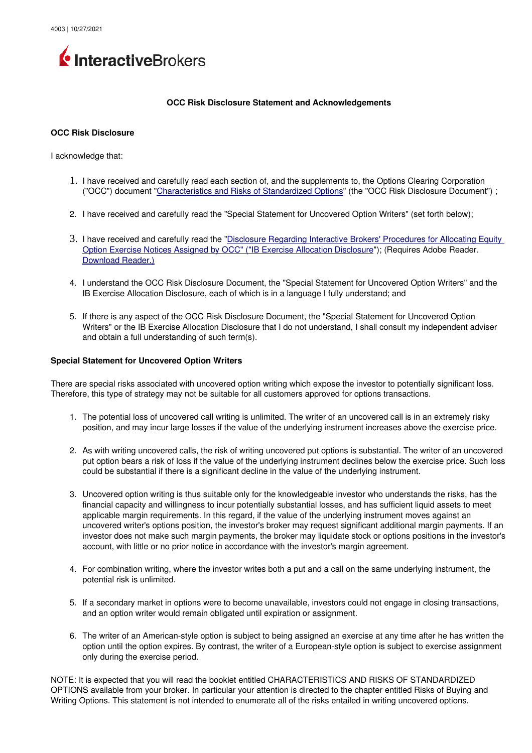**InteractiveBrokers**

# OCC Risk Disclosure Statement and Acknowledgements

## OCC Risk Disclosure

I acknowledge that:

1. I have received and carefully read each section of, and the supplements to, the Options Clearing Corporation ("OCC") document "Characteristics and Risks of Standardized Options" (the "OCC Risk Disclosure Document") ;

2. I have received and carefully read the "Special Statement for Uncovered Option Writers" (set forth below);

3. I have received and carefully read the "Disclosure Regarding Interactive Brokers' Procedures for Allocating Equity Option Exercise Notices Assigned by OCC" ("IB Exercise Allocation Disclosure"); (Requires Adobe Reader. Download Reader.)

4. I understand the OCC Risk Disclosure Document, the "Special Statement for Uncovered Option Writers" and the IB Exercise Allocation Disclosure, each of which is in a language I fully understand; and

5. If there is any aspect of the OCC Risk Disclosure Document, the "Special Statement for Uncovered Option Writers" or the IB Exercise Allocation Disclosure that I do not understand, I shall consult my independent adviser and obtain a full understanding of such term(s).

## Special Statement for Uncovered Option Writers

There are special risks associated with uncovered option writing which expose the investor to potentially significant loss. Therefore, this type of strategy may not be suitable for all customers approved for options transactions.

1. The potential loss of uncovered call writing is unlimited. The writer of an uncovered call is in an extremely risky position, and may incur large losses if the value of the underlying instrument increases above the exercise price.

2. As with writing uncovered calls, the risk of writing uncovered put options is substantial. The writer of an uncovered put option bears a risk of loss if the value of the underlying instrument declines below the exercise price. Such loss could be substantial if there is a significant decline in the value of the underlying instrument.

3. Uncovered option writing is thus suitable only for the knowledgeable investor who understands the risks, has the financial capacity and willingness to incur potentially substantial losses, and has sufficient liquid assets to meet applicable margin requirements. In this regard, if the value of the underlying instrument moves against an uncovered writer's options position, the investor's broker may request significant additional margin payments. If an investor does not make such margin payments, the broker may liquidate stock or options positions in the investor's account, with little or no prior notice in accordance with the investor's margin agreement.

4. For combination writing, where the investor writes both a put and a call on the same underlying instrument, the potential risk is unlimited.

5. If a secondary market in options were to become unavailable, investors could not engage in closing transactions, and an option writer would remain obligated until expiration or assignment.

6. The writer of an American-style option is subject to being assigned an exercise at any time after he has written the option until the option expires. By contrast, the writer of a European-style option is subject to exercise assignment only during the exercise period.

NOTE: It is expected that you will read the booklet entitled CHARACTERISTICS AND RISKS OF STANDARDIZED OPTIONS available from your broker. In particular your attention is directed to the chapter entitled Risks of Buying and Writing Options. This statement is not intended to enumerate all of the risks entailed in writing uncovered options.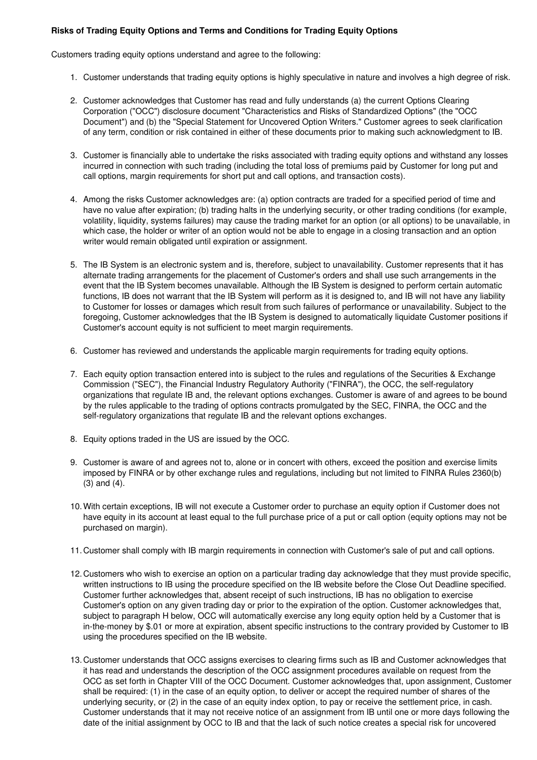**Risks of Trading Equity Options and Terms and Conditions for Trading Equity Options**

Customers trading equity options understand and agree to the following:

1. Customer understands that trading equity options is highly speculative in nature and involves a high degree of risk.

2. Customer acknowledges that Customer has read and fully understands (a) the current Options Clearing Corporation ("OCC") disclosure document "Characteristics and Risks of Standardized Options" (the "OCC Document") and (b) the "Special Statement for Uncovered Option Writers." Customer agrees to seek clarification of any term, condition or risk contained in either of these documents prior to making such acknowledgment to IB.

3. Customer is financially able to undertake the risks associated with trading equity options and withstand any losses incurred in connection with such trading (including the total loss of premiums paid by Customer for long put and call options, margin requirements for short put and call options, and transaction costs).

4. Among the risks Customer acknowledges are: (a) option contracts are traded for a specified period of time and have no value after expiration; (b) trading halts in the underlying security, or other trading conditions (for example, volatility, liquidity, systems failures) may cause the trading market for an option (or all options) to be unavailable, in which case, the holder or writer of an option would not be able to engage in a closing transaction and an option writer would remain obligated until expiration or assignment.

5. The IB System is an electronic system and is, therefore, subject to unavailability. Customer represents that it has alternate trading arrangements for the placement of Customer's orders and shall use such arrangements in the event that the IB System becomes unavailable. Although the IB System is designed to perform certain automatic functions, IB does not warrant that the IB System will perform as it is designed to, and IB will not have any liability to Customer for losses or damages which result from such failures of performance or unavailability. Subject to the foregoing, Customer acknowledges that the IB System is designed to automatically liquidate Customer positions if Customer's account equity is not sufficient to meet margin requirements.

6. Customer has reviewed and understands the applicable margin requirements for trading equity options.

7. Each equity option transaction entered into is subject to the rules and regulations of the Securities & Exchange Commission ("SEC"), the Financial Industry Regulatory Authority ("FINRA"), the OCC, the self-regulatory organizations that regulate IB and, the relevant options exchanges. Customer is aware of and agrees to be bound by the rules applicable to the trading of options contracts promulgated by the SEC, FINRA, the OCC and the self-regulatory organizations that regulate IB and the relevant options exchanges.

8. Equity options traded in the US are issued by the OCC.

9. Customer is aware of and agrees not to, alone or in concert with others, exceed the position and exercise limits imposed by FINRA or by other exchange rules and regulations, including but not limited to FINRA Rules 2360(b)(3) and (4).

10. With certain exceptions, IB will not execute a Customer order to purchase an equity option if Customer does not have equity in its account at least equal to the full purchase price of a put or call option (equity options may not be purchased on margin).

11. Customer shall comply with IB margin requirements in connection with Customer's sale of put and call options.

12. Customers who wish to exercise an option on a particular trading day acknowledge that they must provide specific, written instructions to IB using the procedure specified on the IB website before the Close Out Deadline specified. Customer further acknowledges that, absent receipt of such instructions, IB has no obligation to exercise Customer's option on any given trading day or prior to the expiration of the option. Customer acknowledges that, subject to paragraph H below, OCC will automatically exercise any long equity option held by a Customer that is in-the-money by $.01 or more at expiration, absent specific instructions to the contrary provided by Customer to IB using the procedures specified on the IB website.

13. Customer understands that OCC assigns exercises to clearing firms such as IB and Customer acknowledges that it has read and understands the description of the OCC assignment procedures available on request from the OCC as set forth in Chapter VIII of the OCC Document. Customer acknowledges that, upon assignment, Customer shall be required: (1) in the case of an equity option, to deliver or accept the required number of shares of the underlying security, or (2) in the case of an equity index option, to pay or receive the settlement price, in cash. Customer understands that it may not receive notice of an assignment from IB until one or more days following the date of the initial assignment by OCC to IB and that the lack of such notice creates a special risk for uncovered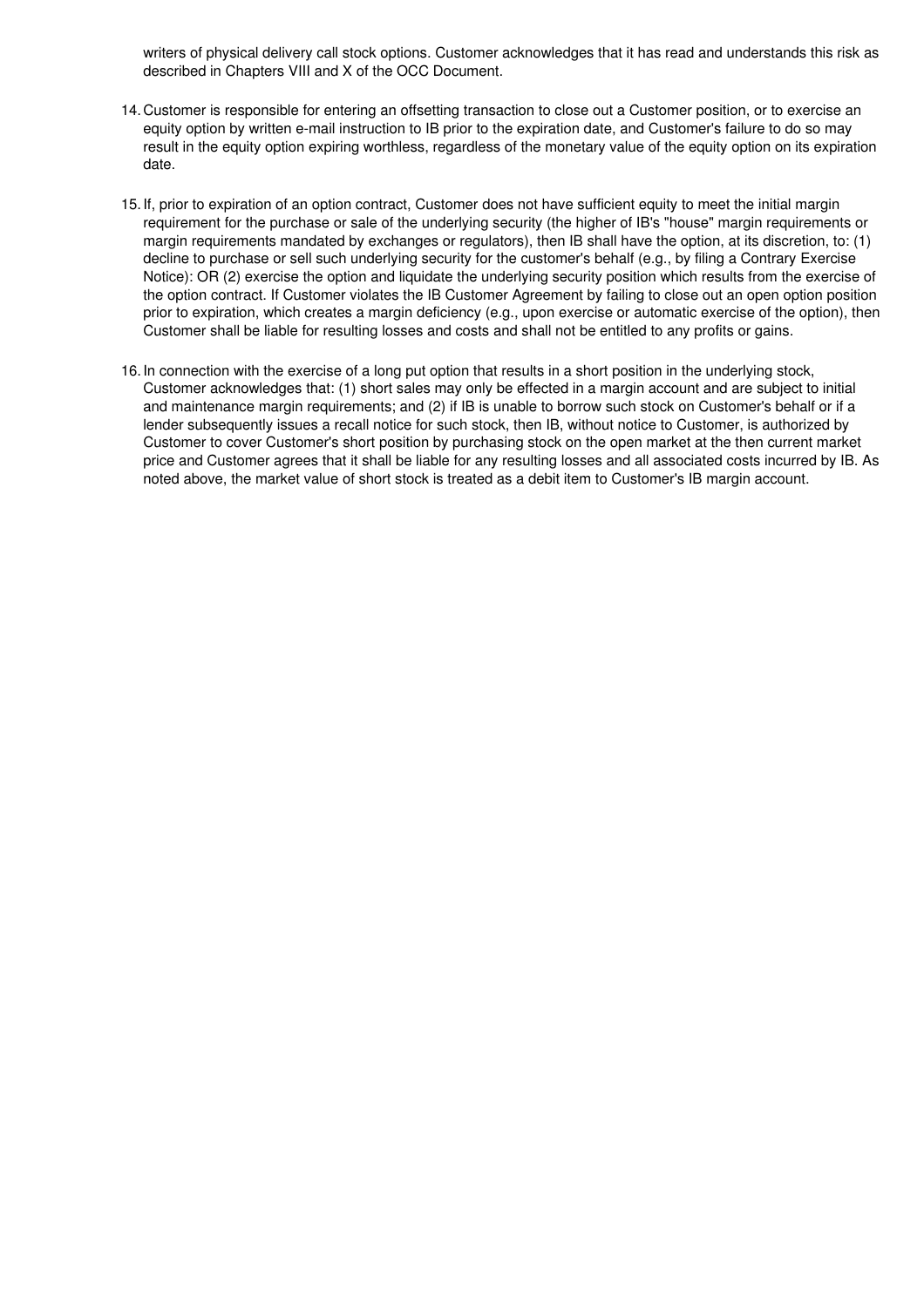writers of physical delivery call stock options. Customer acknowledges that it has read and understands this risk as described in Chapters VIII and X of the OCC Document.

14. Customer is responsible for entering an offsetting transaction to close out a Customer position, or to exercise an equity option by written e-mail instruction to IB prior to the expiration date, and Customer's failure to do so may result in the equity option expiring worthless, regardless of the monetary value of the equity option on its expiration date.

15. If, prior to expiration of an option contract, Customer does not have sufficient equity to meet the initial margin requirement for the purchase or sale of the underlying security (the higher of IB's "house" margin requirements or margin requirements mandated by exchanges or regulators), then IB shall have the option, at its discretion, to: (1) decline to purchase or sell such underlying security for the customer's behalf (e.g., by filing a Contrary Exercise Notice): OR (2) exercise the option and liquidate the underlying security position which results from the exercise of the option contract. If Customer violates the IB Customer Agreement by failing to close out an open option position prior to expiration, which creates a margin deficiency (e.g., upon exercise or automatic exercise of the option), then Customer shall be liable for resulting losses and costs and shall not be entitled to any profits or gains.

16. In connection with the exercise of a long put option that results in a short position in the underlying stock, Customer acknowledges that: (1) short sales may only be effected in a margin account and are subject to initial and maintenance margin requirements; and (2) if IB is unable to borrow such stock on Customer's behalf or if a lender subsequently issues a recall notice for such stock, then IB, without notice to Customer, is authorized by Customer to cover Customer's short position by purchasing stock on the open market at the then current market price and Customer agrees that it shall be liable for any resulting losses and all associated costs incurred by IB. As noted above, the market value of short stock is treated as a debit item to Customer's IB margin account.